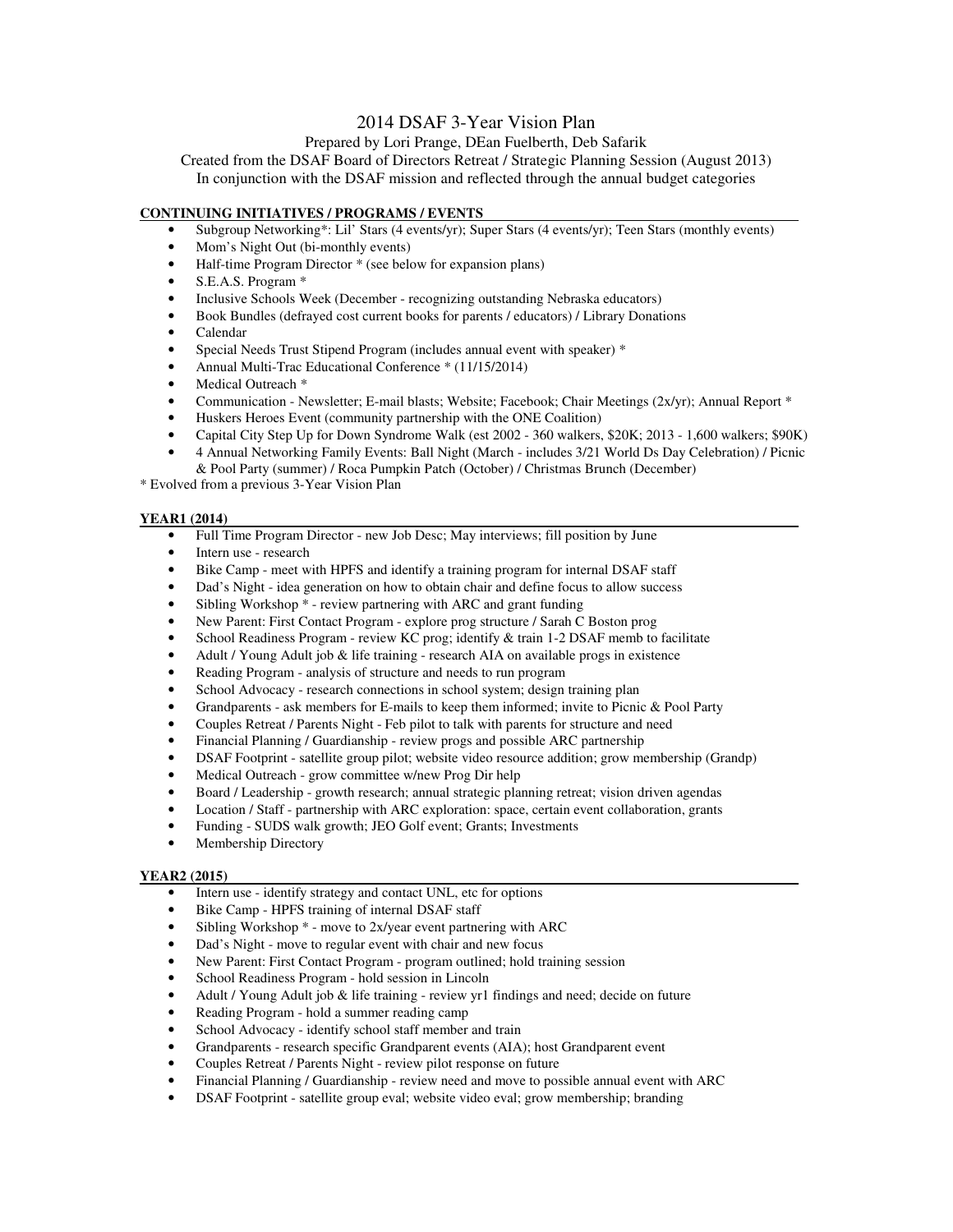# 2014 DSAF 3-Year Vision Plan

Prepared by Lori Prange, DEan Fuelberth, Deb Safarik

Created from the DSAF Board of Directors Retreat / Strategic Planning Session (August 2013)

In conjunction with the DSAF mission and reflected through the annual budget categories

## CONTINUING INITIATIVES / PROGRAMS / EVENTS

- Subgroup Networking*: Lil' Stars (4 events/yr); Super Stars (4 events/yr); Teen Stars (monthly events)
- Mom's Night Out (bi-monthly events)
- Half-time Program Director * (see below for expansion plans)
- S.E.A.S. Program *
- Inclusive Schools Week (December - recognizing outstanding Nebraska educators)
- Book Bundles (defrayed cost current books for parents / educators) / Library Donations
- Calendar
- Special Needs Trust Stipend Program (includes annual event with speaker) *
- Annual Multi-Trac Educational Conference * (11/15/2014)
- Medical Outreach *
- Communication - Newsletter; E-mail blasts; Website; Facebook; Chair Meetings (2x/yr); Annual Report *
- Huskers Heroes Event (community partnership with the ONE Coalition)
- Capital City Step Up for Down Syndrome Walk (est 2002 - 360 walkers, $20K; 2013 - 1,600 walkers; $90K)
- 4 Annual Networking Family Events: Ball Night (March - includes 3/21 World Ds Day Celebration) / Picnic & Pool Party (summer) / Roca Pumpkin Patch (October) / Christmas Brunch (December)

* Evolved from a previous 3-Year Vision Plan

## YEAR1 (2014)

- Full Time Program Director - new Job Desc; May interviews; fill position by June
- Intern use - research
- Bike Camp - meet with HPFS and identify a training program for internal DSAF staff
- Dad's Night - idea generation on how to obtain chair and define focus to allow success
- Sibling Workshop * - review partnering with ARC and grant funding
- New Parent: First Contact Program - explore prog structure / Sarah C Boston prog
- School Readiness Program - review KC prog; identify & train 1-2 DSAF memb to facilitate
- Adult / Young Adult job & life training - research AIA on available progs in existence
- Reading Program - analysis of structure and needs to run program
- School Advocacy - research connections in school system; design training plan
- Grandparents - ask members for E-mails to keep them informed; invite to Picnic & Pool Party
- Couples Retreat / Parents Night - Feb pilot to talk with parents for structure and need
- Financial Planning / Guardianship - review progs and possible ARC partnership
- DSAF Footprint - satellite group pilot; website video resource addition; grow membership (Grandp)
- Medical Outreach - grow committee w/new Prog Dir help
- Board / Leadership - growth research; annual strategic planning retreat; vision driven agendas
- Location / Staff - partnership with ARC exploration: space, certain event collaboration, grants
- Funding - SUDS walk growth; JEO Golf event; Grants; Investments
- Membership Directory

## YEAR2 (2015)

- Intern use - identify strategy and contact UNL, etc for options
- Bike Camp - HPFS training of internal DSAF staff
- Sibling Workshop * - move to 2x/year event partnering with ARC
- Dad's Night - move to regular event with chair and new focus
- New Parent: First Contact Program - program outlined; hold training session
- School Readiness Program - hold session in Lincoln
- Adult / Young Adult job & life training - review yr1 findings and need; decide on future
- Reading Program - hold a summer reading camp
- School Advocacy - identify school staff member and train
- Grandparents - research specific Grandparent events (AIA); host Grandparent event
- Couples Retreat / Parents Night - review pilot response on future
- Financial Planning / Guardianship - review need and move to possible annual event with ARC
- DSAF Footprint - satellite group eval; website video eval; grow membership; branding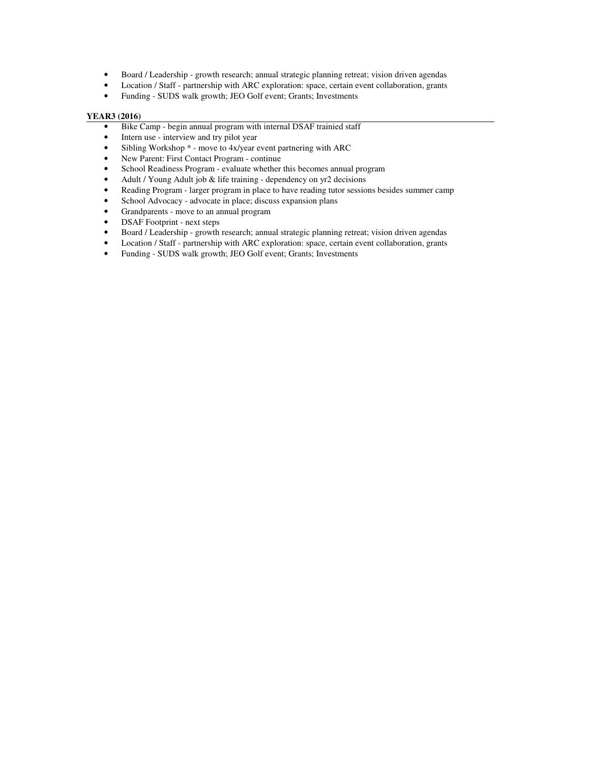- Board / Leadership - growth research; annual strategic planning retreat; vision driven agendas
- Location / Staff - partnership with ARC exploration: space, certain event collaboration, grants
- Funding - SUDS walk growth; JEO Golf event; Grants; Investments

**YEAR3 (2016)**

- Bike Camp - begin annual program with internal DSAF trainied staff
- Intern use - interview and try pilot year
- Sibling Workshop * - move to 4x/year event partnering with ARC
- New Parent: First Contact Program - continue
- School Readiness Program - evaluate whether this becomes annual program
- Adult / Young Adult job & life training - dependency on yr2 decisions
- Reading Program - larger program in place to have reading tutor sessions besides summer camp
- School Advocacy - advocate in place; discuss expansion plans
- Grandparents - move to an annual program
- DSAF Footprint - next steps
- Board / Leadership - growth research; annual strategic planning retreat; vision driven agendas
- Location / Staff - partnership with ARC exploration: space, certain event collaboration, grants
- Funding - SUDS walk growth; JEO Golf event; Grants; Investments